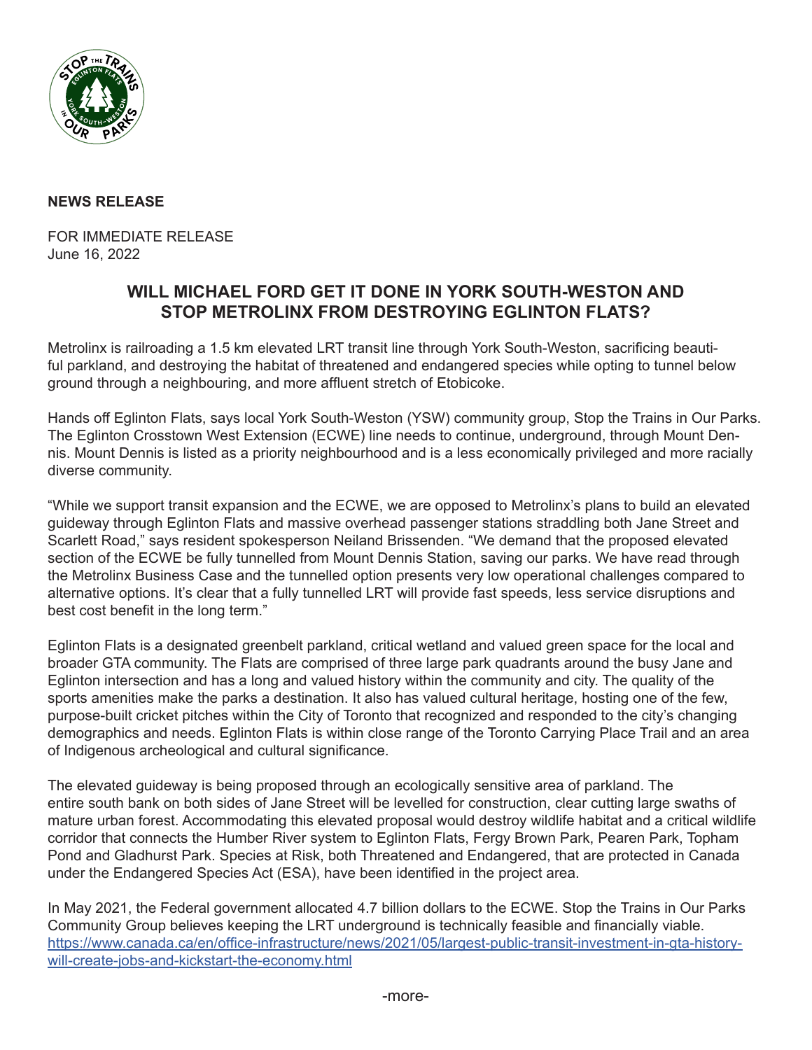**NEWS RELEASE**

FOR IMMEDIATE RELEASE
June 16, 2022

## WILL MICHAEL FORD GET IT DONE IN YORK SOUTH-WESTON AND STOP METROLINX FROM DESTROYING EGLINTON FLATS?

Metrolinx is railroading a 1.5 km elevated LRT transit line through York South-Weston, sacrificing beautiful parkland, and destroying the habitat of threatened and endangered species while opting to tunnel below ground through a neighbouring, and more affluent stretch of Etobicoke.

Hands off Eglinton Flats, says local York South-Weston (YSW) community group, Stop the Trains in Our Parks. The Eglinton Crosstown West Extension (ECWE) line needs to continue, underground, through Mount Dennis. Mount Dennis is listed as a priority neighbourhood and is a less economically privileged and more racially diverse community.

"While we support transit expansion and the ECWE, we are opposed to Metrolinx's plans to build an elevated guideway through Eglinton Flats and massive overhead passenger stations straddling both Jane Street and Scarlett Road," says resident spokesperson Neiland Brissenden. "We demand that the proposed elevated section of the ECWE be fully tunnelled from Mount Dennis Station, saving our parks. We have read through the Metrolinx Business Case and the tunnelled option presents very low operational challenges compared to alternative options. It's clear that a fully tunnelled LRT will provide fast speeds, less service disruptions and best cost benefit in the long term."

Eglinton Flats is a designated greenbelt parkland, critical wetland and valued green space for the local and broader GTA community. The Flats are comprised of three large park quadrants around the busy Jane and Eglinton intersection and has a long and valued history within the community and city. The quality of the sports amenities make the parks a destination. It also has valued cultural heritage, hosting one of the few, purpose-built cricket pitches within the City of Toronto that recognized and responded to the city's changing demographics and needs. Eglinton Flats is within close range of the Toronto Carrying Place Trail and an area of Indigenous archeological and cultural significance.

The elevated guideway is being proposed through an ecologically sensitive area of parkland. The entire south bank on both sides of Jane Street will be levelled for construction, clear cutting large swaths of mature urban forest. Accommodating this elevated proposal would destroy wildlife habitat and a critical wildlife corridor that connects the Humber River system to Eglinton Flats, Fergy Brown Park, Pearen Park, Topham Pond and Gladhurst Park. Species at Risk, both Threatened and Endangered, that are protected in Canada under the Endangered Species Act (ESA), have been identified in the project area.

In May 2021, the Federal government allocated 4.7 billion dollars to the ECWE. Stop the Trains in Our Parks Community Group believes keeping the LRT underground is technically feasible and financially viable.
https://www.canada.ca/en/office-infrastructure/news/2021/05/largest-public-transit-investment-in-gta-history-will-create-jobs-and-kickstart-the-economy.html

-more-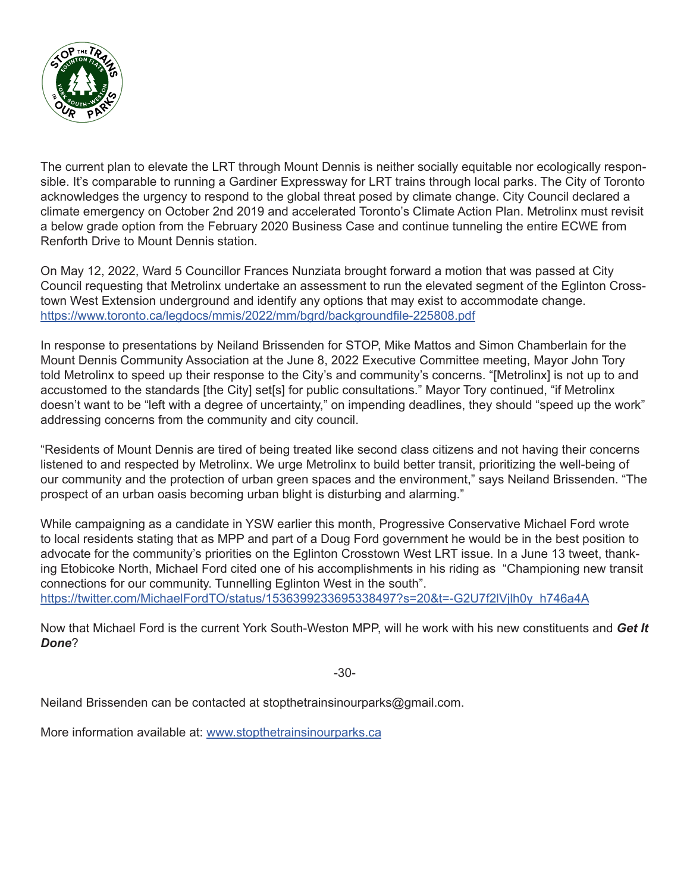The current plan to elevate the LRT through Mount Dennis is neither socially equitable nor ecologically responsible. It's comparable to running a Gardiner Expressway for LRT trains through local parks. The City of Toronto acknowledges the urgency to respond to the global threat posed by climate change. City Council declared a climate emergency on October 2nd 2019 and accelerated Toronto's Climate Action Plan. Metrolinx must revisit a below grade option from the February 2020 Business Case and continue tunneling the entire ECWE from Renforth Drive to Mount Dennis station.

On May 12, 2022, Ward 5 Councillor Frances Nunziata brought forward a motion that was passed at City Council requesting that Metrolinx undertake an assessment to run the elevated segment of the Eglinton Crosstown West Extension underground and identify any options that may exist to accommodate change. [https://www.toronto.ca/legdocs/mmis/2022/mm/bgrd/backgroundfile-225808.pdf](https://www.toronto.ca/legdocs/mmis/2022/mm/bgrd/backgroundfile-225808.pdf)

In response to presentations by Neiland Brissenden for STOP, Mike Mattos and Simon Chamberlain for the Mount Dennis Community Association at the June 8, 2022 Executive Committee meeting, Mayor John Tory told Metrolinx to speed up their response to the City's and community's concerns. "[Metrolinx] is not up to and accustomed to the standards [the City] set[s] for public consultations." Mayor Tory continued, "if Metrolinx doesn't want to be "left with a degree of uncertainty," on impending deadlines, they should "speed up the work" addressing concerns from the community and city council.

"Residents of Mount Dennis are tired of being treated like second class citizens and not having their concerns listened to and respected by Metrolinx. We urge Metrolinx to build better transit, prioritizing the well-being of our community and the protection of urban green spaces and the environment," says Neiland Brissenden. "The prospect of an urban oasis becoming urban blight is disturbing and alarming."

While campaigning as a candidate in YSW earlier this month, Progressive Conservative Michael Ford wrote to local residents stating that as MPP and part of a Doug Ford government he would be in the best position to advocate for the community's priorities on the Eglinton Crosstown West LRT issue. In a June 13 tweet, thanking Etobicoke North, Michael Ford cited one of his accomplishments in his riding as "Championing new transit connections for our community. Tunnelling Eglinton West in the south".
[https://twitter.com/MichaelFordTO/status/1536399233695338497?s=20&t=-G2U7f2lVjlh0y_h746a4A](https://twitter.com/MichaelFordTO/status/1536399233695338497?s=20&t=-G2U7f2lVjlh0y_h746a4A)

Now that Michael Ford is the current York South-Weston MPP, will he work with his new constituents and ***Get It Done***?

-30-

Neiland Brissenden can be contacted at stopthetrainsinourparks@gmail.com.

More information available at: [www.stopthetrainsinourparks.ca](http://www.stopthetrainsinourparks.ca)